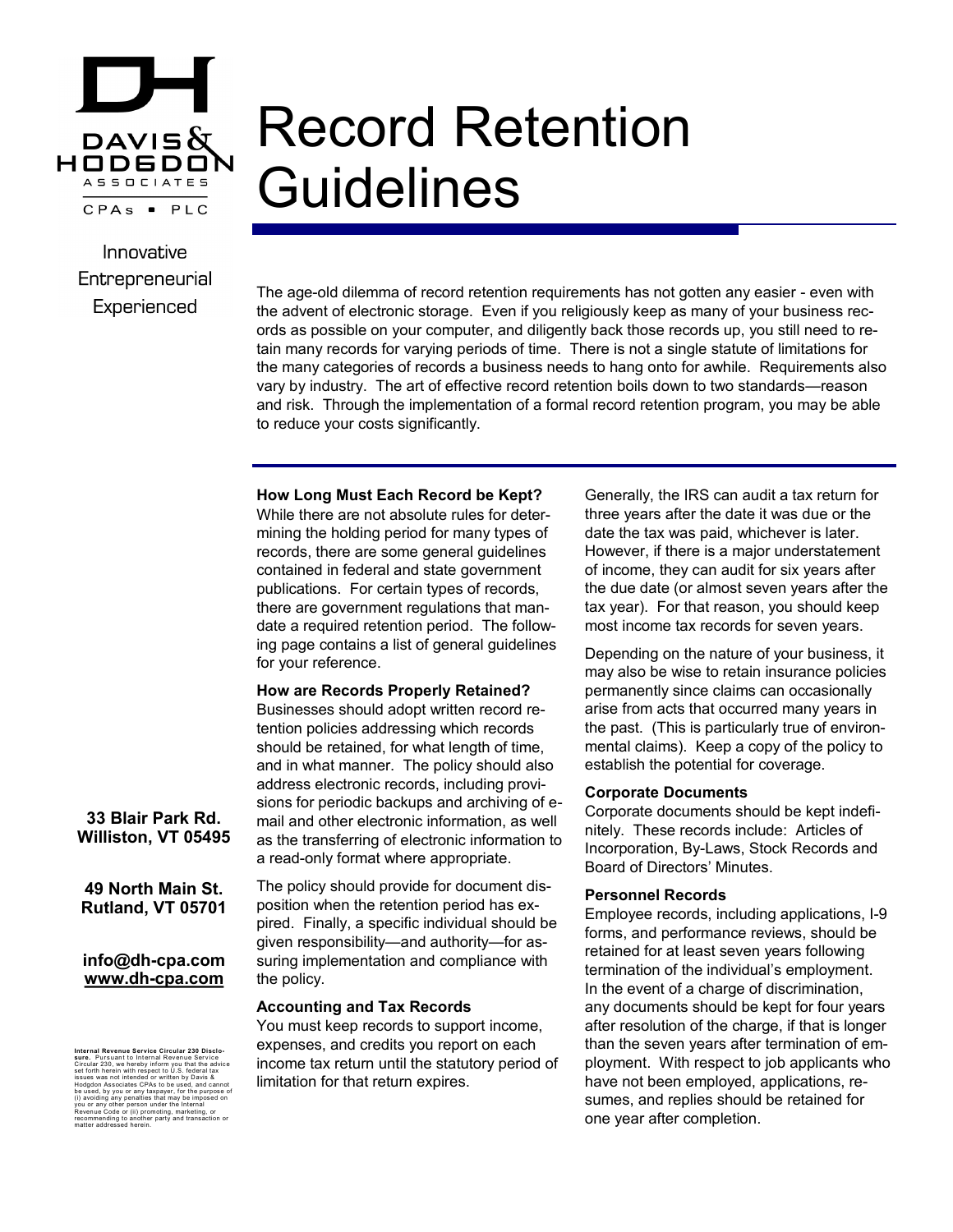# Record Retention Guidelines

Innovative Entrepreneurial Experienced

The age-old dilemma of record retention requirements has not gotten any easier - even with the advent of electronic storage. Even if you religiously keep as many of your business records as possible on your computer, and diligently back those records up, you still need to retain many records for varying periods of time. There is not a single statute of limitations for the many categories of records a business needs to hang onto for awhile. Requirements also vary by industry. The art of effective record retention boils down to two standards—reason and risk. Through the implementation of a formal record retention program, you may be able to reduce your costs significantly.

### How Long Must Each Record be Kept?

While there are not absolute rules for determining the holding period for many types of records, there are some general guidelines contained in federal and state government publications. For certain types of records, there are government regulations that mandate a required retention period. The following page contains a list of general guidelines for your reference.

### How are Records Properly Retained?

Businesses should adopt written record retention policies addressing which records should be retained, for what length of time, and in what manner. The policy should also address electronic records, including provisions for periodic backups and archiving of e-mail and other electronic information, as well as the transferring of electronic information to a read-only format where appropriate.

The policy should provide for document disposition when the retention period has expired. Finally, a specific individual should be given responsibility—and authority—for assuring implementation and compliance with the policy.

### Accounting and Tax Records

You must keep records to support income, expenses, and credits you report on each income tax return until the statutory period of limitation for that return expires.

Generally, the IRS can audit a tax return for three years after the date it was due or the date the tax was paid, whichever is later. However, if there is a major understatement of income, they can audit for six years after the due date (or almost seven years after the tax year). For that reason, you should keep most income tax records for seven years.

Depending on the nature of your business, it may also be wise to retain insurance policies permanently since claims can occasionally arise from acts that occurred many years in the past. (This is particularly true of environmental claims). Keep a copy of the policy to establish the potential for coverage.

### Corporate Documents

Corporate documents should be kept indefinitely. These records include: Articles of Incorporation, By-Laws, Stock Records and Board of Directors' Minutes.

### Personnel Records

Employee records, including applications, I-9 forms, and performance reviews, should be retained for at least seven years following termination of the individual's employment. In the event of a charge of discrimination, any documents should be kept for four years after resolution of the charge, if that is longer than the seven years after termination of employment. With respect to job applicants who have not been employed, applications, resumes, and replies should be retained for one year after completion.

**33 Blair Park Rd.**
**Williston, VT 05495**

**49 North Main St.**
**Rutland, VT 05701**

**info@dh-cpa.com**
**www.dh-cpa.com**

**Internal Revenue Service Circular 230 Disclosure.** Pursuant to Internal Revenue Service Circular 230, we hereby inform you that the advice set forth herein with respect to U.S. federal tax issues was not intended or written by Davis & Hodgdon Associates CPAs to be used, and cannot be used, by you or any taxpayer, for the purpose of (i) avoiding any penalties that may be imposed on you or any other person under the Internal Revenue Code or (ii) promoting, marketing, or recommending to another party and transaction or matter addressed herein.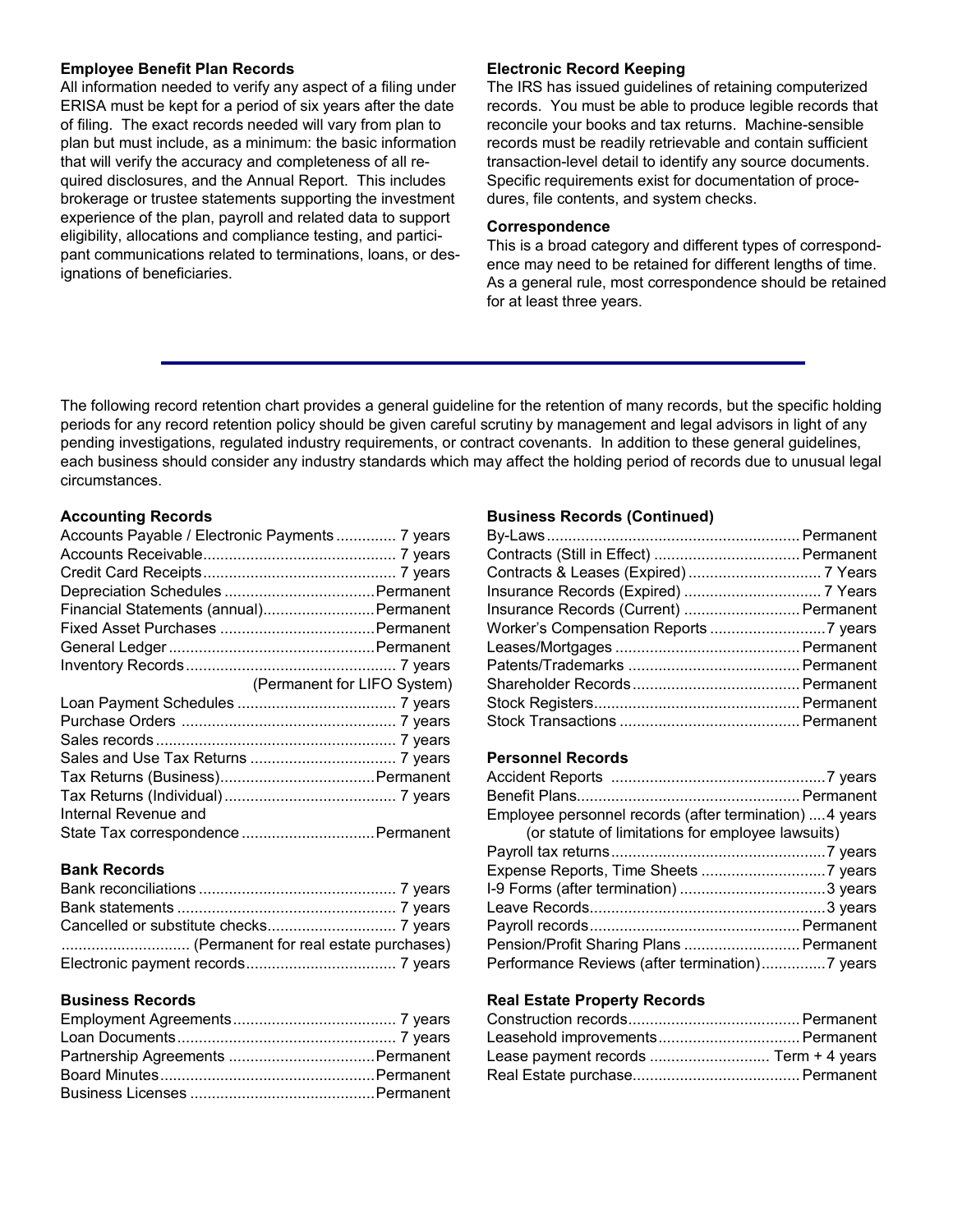### Employee Benefit Plan Records

All information needed to verify any aspect of a filing under ERISA must be kept for a period of six years after the date of filing. The exact records needed will vary from plan to plan but must include, as a minimum: the basic information that will verify the accuracy and completeness of all required disclosures, and the Annual Report. This includes brokerage or trustee statements supporting the investment experience of the plan, payroll and related data to support eligibility, allocations and compliance testing, and participant communications related to terminations, loans, or designations of beneficiaries.

### Electronic Record Keeping

The IRS has issued guidelines of retaining computerized records. You must be able to produce legible records that reconcile your books and tax returns. Machine-sensible records must be readily retrievable and contain sufficient transaction-level detail to identify any source documents. Specific requirements exist for documentation of procedures, file contents, and system checks.

### Correspondence

This is a broad category and different types of correspondence may need to be retained for different lengths of time. As a general rule, most correspondence should be retained for at least three years.

---

The following record retention chart provides a general guideline for the retention of many records, but the specific holding periods for any record retention policy should be given careful scrutiny by management and legal advisors in light of any pending investigations, regulated industry requirements, or contract covenants. In addition to these general guidelines, each business should consider any industry standards which may affect the holding period of records due to unusual legal circumstances.

### Accounting Records

| | |
|---|---|
| Accounts Payable / Electronic Payments | 7 years |
| Accounts Receivable | 7 years |
| Credit Card Receipts | 7 years |
| Depreciation Schedules | Permanent |
| Financial Statements (annual) | Permanent |
| Fixed Asset Purchases | Permanent |
| General Ledger | Permanent |
| Inventory Records | 7 years (Permanent for LIFO System) |
| Loan Payment Schedules | 7 years |
| Purchase Orders | 7 years |
| Sales records | 7 years |
| Sales and Use Tax Returns | 7 years |
| Tax Returns (Business) | Permanent |
| Tax Returns (Individual) | 7 years |
| Internal Revenue and State Tax correspondence | Permanent |

### Bank Records

| | |
|---|---|
| Bank reconciliations | 7 years |
| Bank statements | 7 years |
| Cancelled or substitute checks | 7 years (Permanent for real estate purchases) |
| Electronic payment records | 7 years |

### Business Records

| | |
|---|---|
| Employment Agreements | 7 years |
| Loan Documents | 7 years |
| Partnership Agreements | Permanent |
| Board Minutes | Permanent |
| Business Licenses | Permanent |

### Business Records (Continued)

| | |
|---|---|
| By-Laws | Permanent |
| Contracts (Still in Effect) | Permanent |
| Contracts & Leases (Expired) | 7 Years |
| Insurance Records (Expired) | 7 Years |
| Insurance Records (Current) | Permanent |
| Worker's Compensation Reports | 7 years |
| Leases/Mortgages | Permanent |
| Patents/Trademarks | Permanent |
| Shareholder Records | Permanent |
| Stock Registers | Permanent |
| Stock Transactions | Permanent |

### Personnel Records

| | |
|---|---|
| Accident Reports | 7 years |
| Benefit Plans | Permanent |
| Employee personnel records (after termination) | 4 years (or statute of limitations for employee lawsuits) |
| Payroll tax returns | 7 years |
| Expense Reports, Time Sheets | 7 years |
| I-9 Forms (after termination) | 3 years |
| Leave Records | 3 years |
| Payroll records | Permanent |
| Pension/Profit Sharing Plans | Permanent |
| Performance Reviews (after termination) | 7 years |

### Real Estate Property Records

| | |
|---|---|
| Construction records | Permanent |
| Leasehold improvements | Permanent |
| Lease payment records | Term + 4 years |
| Real Estate purchase | Permanent |